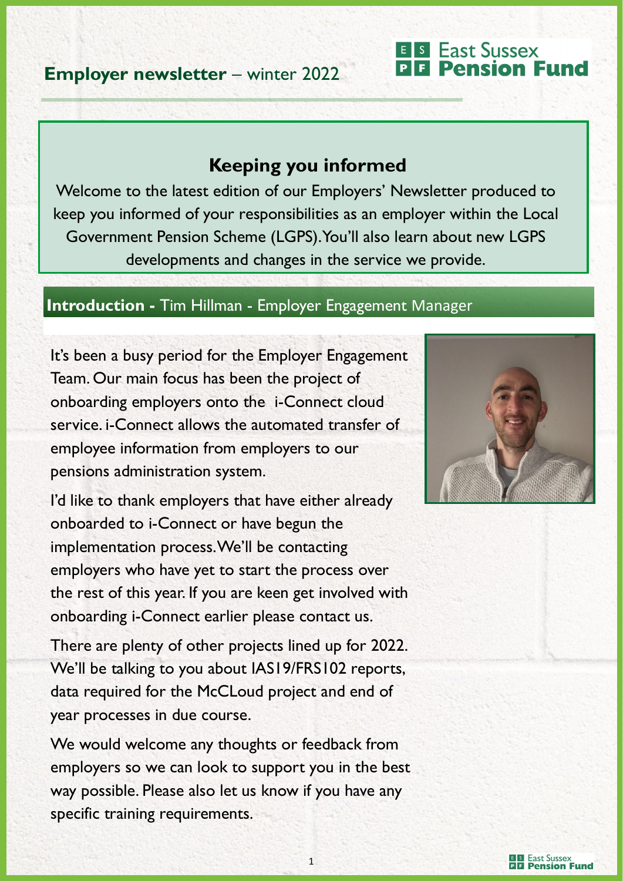# Employer newsletter – winter 2022

East Sussex Pension Fund

## Keeping you informed

Welcome to the latest edition of our Employers' Newsletter produced to keep you informed of your responsibilities as an employer within the Local Government Pension Scheme (LGPS). You'll also learn about new LGPS developments and changes in the service we provide.

## Introduction - Tim Hillman - Employer Engagement Manager

It's been a busy period for the Employer Engagement Team. Our main focus has been the project of onboarding employers onto the i-Connect cloud service. i-Connect allows the automated transfer of employee information from employers to our pensions administration system.

I'd like to thank employers that have either already onboarded to i-Connect or have begun the implementation process. We'll be contacting employers who have yet to start the process over the rest of this year. If you are keen get involved with onboarding i-Connect earlier please contact us.

There are plenty of other projects lined up for 2022. We'll be talking to you about IAS19/FRS102 reports, data required for the McCLoud project and end of year processes in due course.

We would welcome any thoughts or feedback from employers so we can look to support you in the best way possible. Please also let us know if you have any specific training requirements.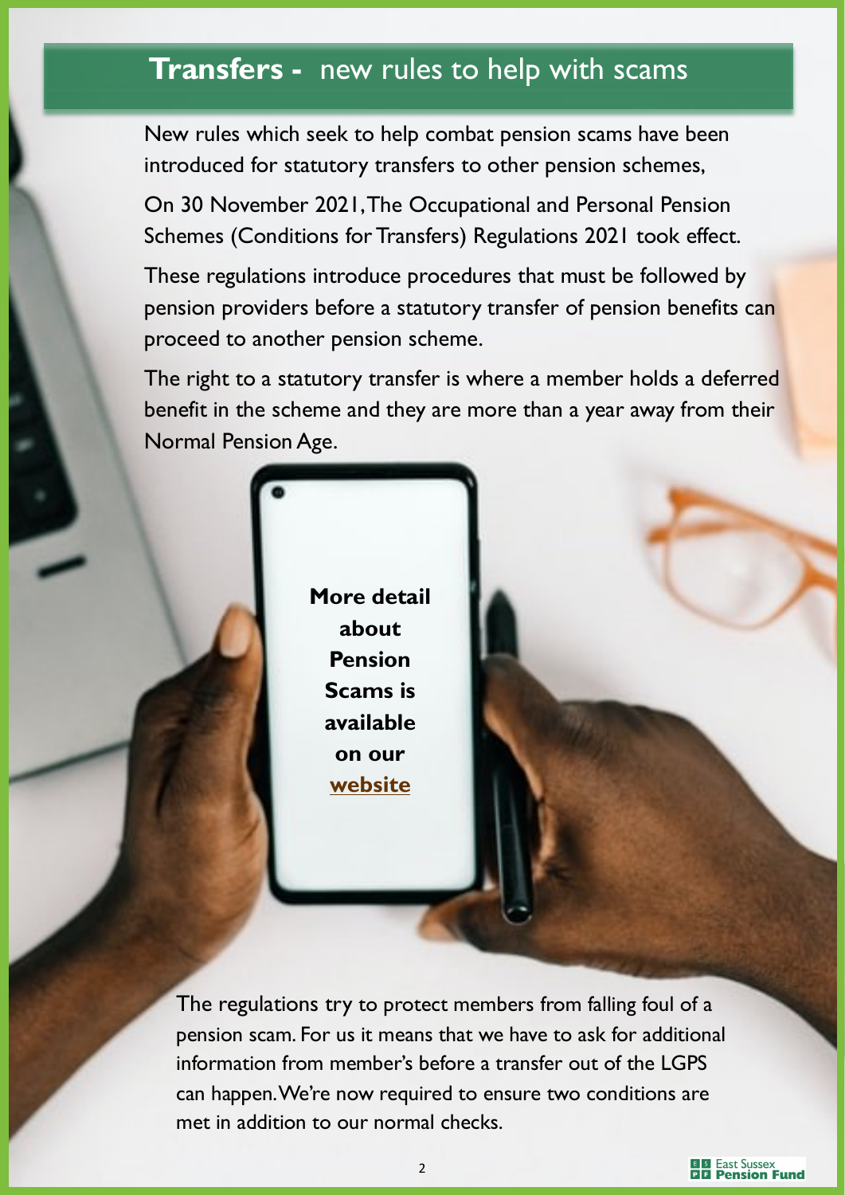## **Transfers -** new rules to help with scams

New rules which seek to help combat pension scams have been introduced for statutory transfers to other pension schemes,

On 30 November 2021, The Occupational and Personal Pension Schemes (Conditions for Transfers) Regulations 2021 took effect.

These regulations introduce procedures that must be followed by pension providers before a statutory transfer of pension benefits can proceed to another pension scheme.

The right to a statutory transfer is where a member holds a deferred benefit in the scheme and they are more than a year away from their Normal Pension Age.

**More detail about Pension Scams is available on our website**

The regulations try to protect members from falling foul of a pension scam. For us it means that we have to ask for additional information from member's before a transfer out of the LGPS can happen. We're now required to ensure two conditions are met in addition to our normal checks.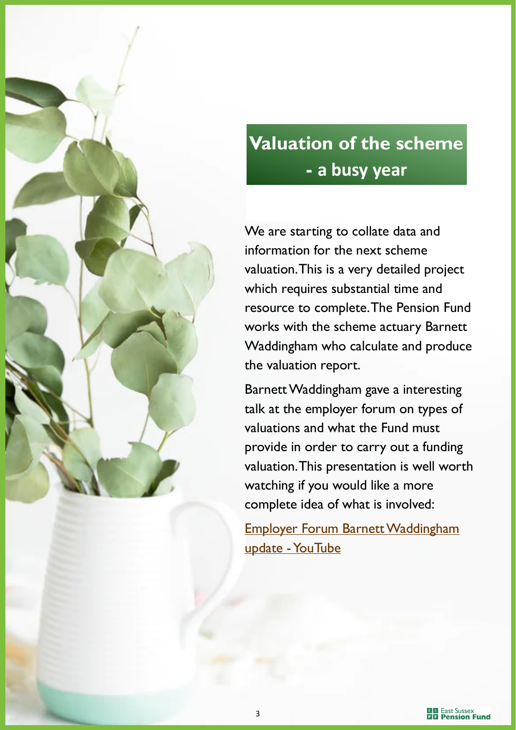# Valuation of the scheme - a busy year

We are starting to collate data and information for the next scheme valuation. This is a very detailed project which requires substantial time and resource to complete. The Pension Fund works with the scheme actuary Barnett Waddingham who calculate and produce the valuation report.

Barnett Waddingham gave a interesting talk at the employer forum on types of valuations and what the Fund must provide in order to carry out a funding valuation. This presentation is well worth watching if you would like a more complete idea of what is involved:

Employer Forum Barnett Waddingham update - YouTube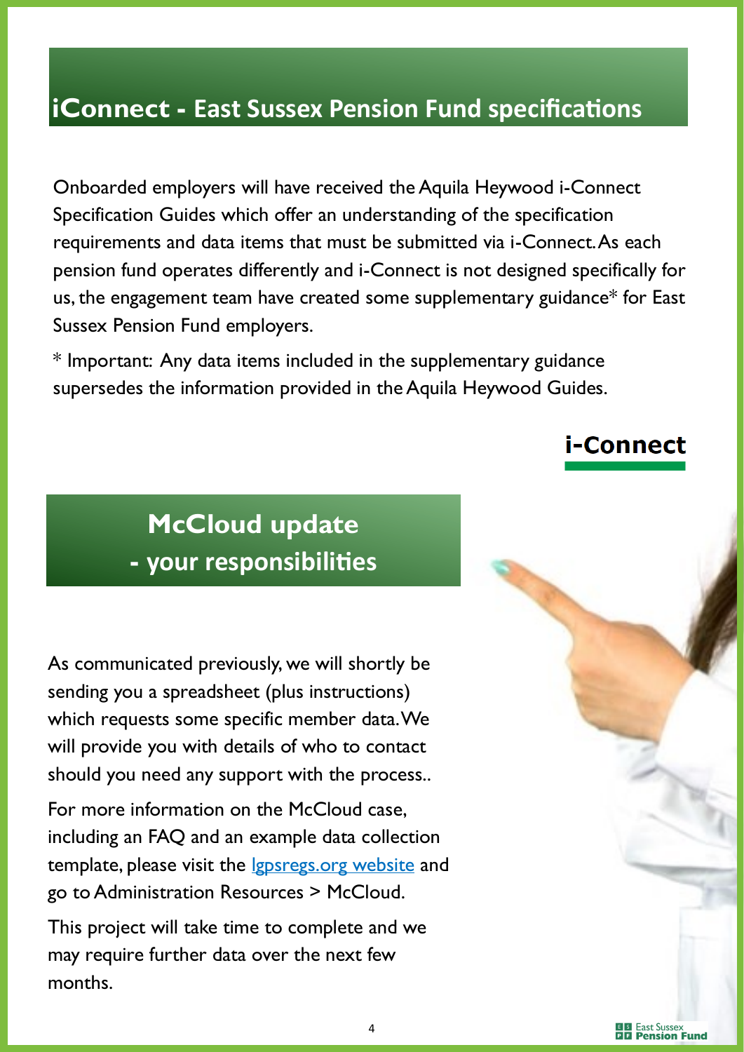## iConnect - East Sussex Pension Fund specifications

Onboarded employers will have received the Aquila Heywood i-Connect Specification Guides which offer an understanding of the specification requirements and data items that must be submitted via i-Connect. As each pension fund operates differently and i-Connect is not designed specifically for us, the engagement team have created some supplementary guidance* for East Sussex Pension Fund employers.

* Important: Any data items included in the supplementary guidance supersedes the information provided in the Aquila Heywood Guides.

**i-Connect**

## McCloud update - your responsibilities

As communicated previously, we will shortly be sending you a spreadsheet (plus instructions) which requests some specific member data. We will provide you with details of who to contact should you need any support with the process..

For more information on the McCloud case, including an FAQ and an example data collection template, please visit the lgpsregs.org website and go to Administration Resources > McCloud.

This project will take time to complete and we may require further data over the next few months.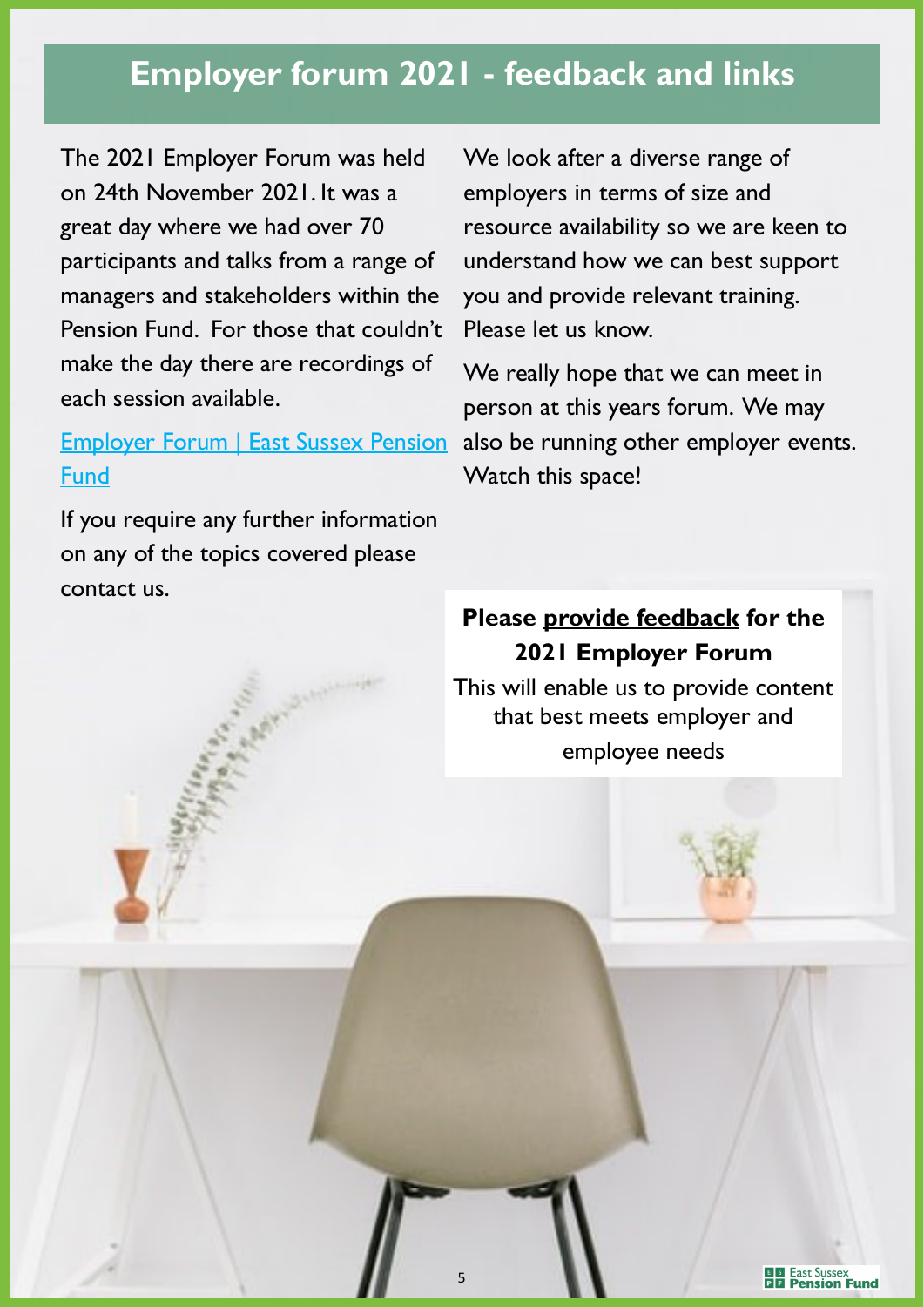# Employer forum 2021 - feedback and links

The 2021 Employer Forum was held on 24th November 2021. It was a great day where we had over 70 participants and talks from a range of managers and stakeholders within the Pension Fund. For those that couldn't make the day there are recordings of each session available.

[Employer Forum | East Sussex Pension Fund]()

If you require any further information on any of the topics covered please contact us.

We look after a diverse range of employers in terms of size and resource availability so we are keen to understand how we can best support you and provide relevant training. Please let us know.

We really hope that we can meet in person at this years forum. We may also be running other employer events. Watch this space!

**Please provide feedback for the 2021 Employer Forum**

This will enable us to provide content that best meets employer and employee needs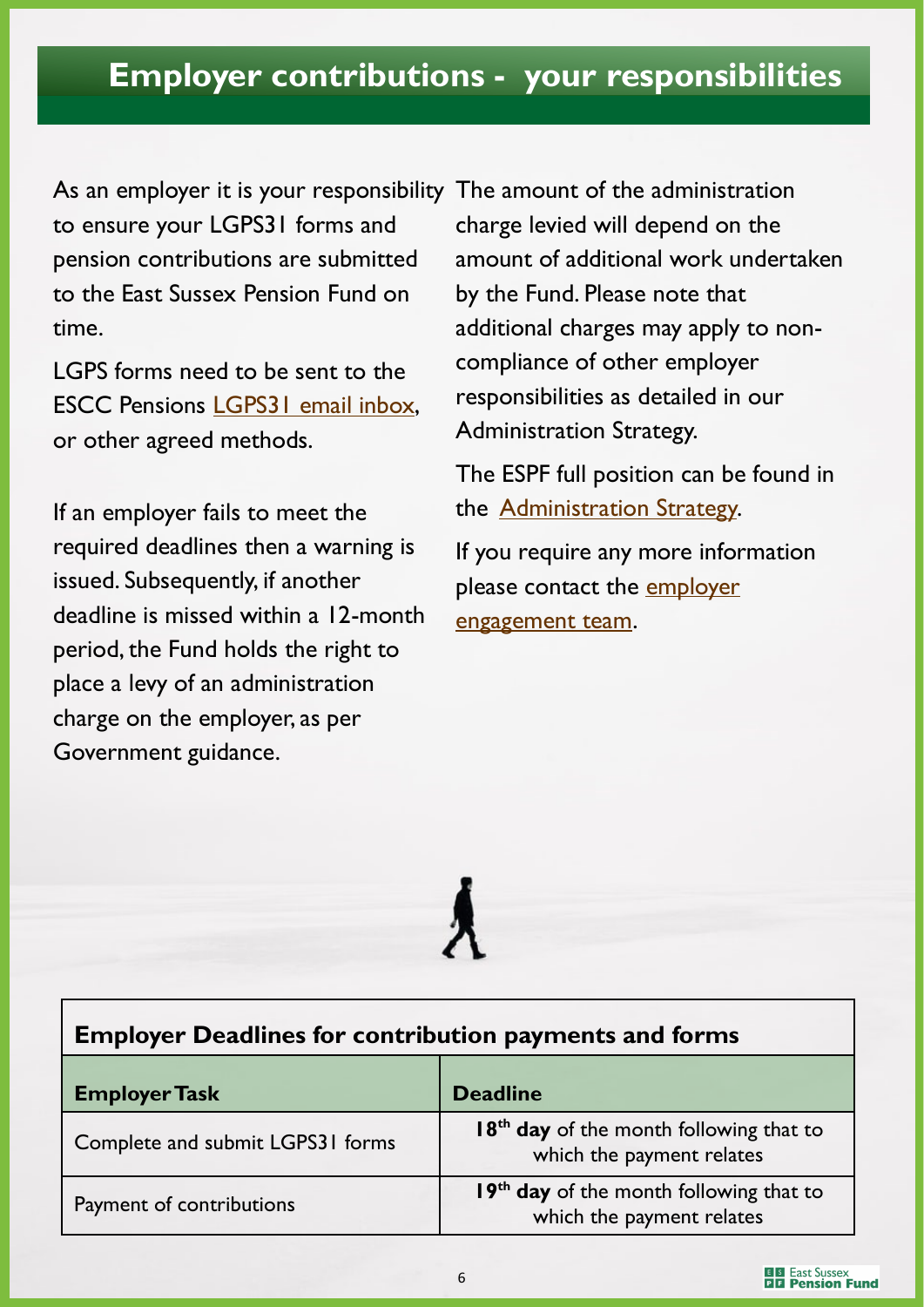# Employer contributions - your responsibilities

As an employer it is your responsibility to ensure your LGPS31 forms and pension contributions are submitted to the East Sussex Pension Fund on time.

LGPS forms need to be sent to the ESCC Pensions LGPS31 email inbox, or other agreed methods.

If an employer fails to meet the required deadlines then a warning is issued. Subsequently, if another deadline is missed within a 12-month period, the Fund holds the right to place a levy of an administration charge on the employer, as per Government guidance.

The amount of the administration charge levied will depend on the amount of additional work undertaken by the Fund. Please note that additional charges may apply to non-compliance of other employer responsibilities as detailed in our Administration Strategy.

The ESPF full position can be found in the Administration Strategy.

If you require any more information please contact the employer engagement team.

**Employer Deadlines for contribution payments and forms**

| Employer Task | Deadline |
| --- | --- |
| Complete and submit LGPS31 forms | **18th day** of the month following that to which the payment relates |
| Payment of contributions | **19th day** of the month following that to which the payment relates |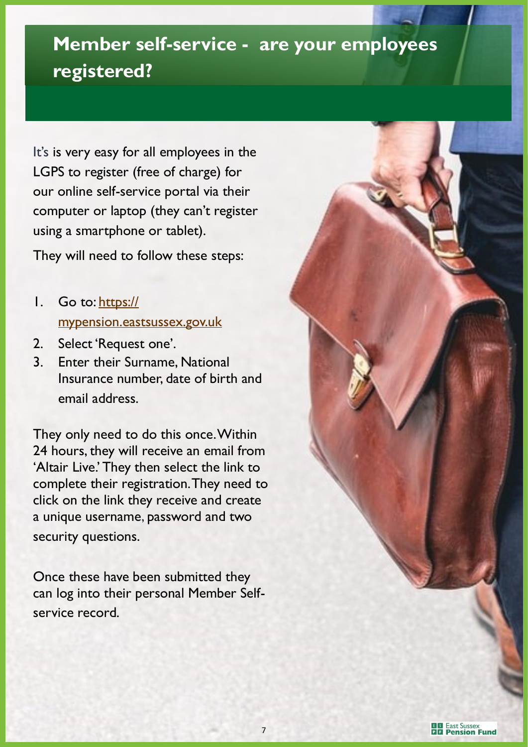# Member self-service - are your employees registered?

It's is very easy for all employees in the LGPS to register (free of charge) for our online self-service portal via their computer or laptop (they can't register using a smartphone or tablet).

They will need to follow these steps:

1. Go to: https://mypension.eastsussex.gov.uk
2. Select 'Request one'.
3. Enter their Surname, National Insurance number, date of birth and email address.

They only need to do this once. Within 24 hours, they will receive an email from 'Altair Live.' They then select the link to complete their registration. They need to click on the link they receive and create a unique username, password and two security questions.

Once these have been submitted they can log into their personal Member Self-service record.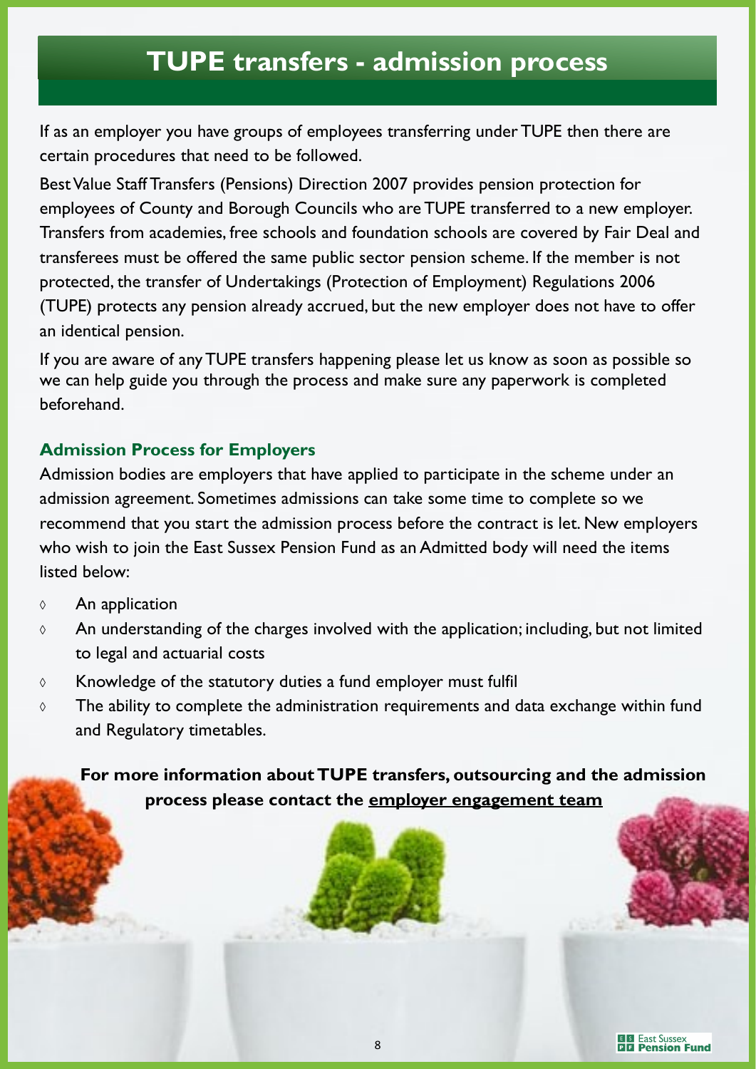# TUPE transfers - admission process

If as an employer you have groups of employees transferring under TUPE then there are certain procedures that need to be followed.

Best Value Staff Transfers (Pensions) Direction 2007 provides pension protection for employees of County and Borough Councils who are TUPE transferred to a new employer. Transfers from academies, free schools and foundation schools are covered by Fair Deal and transferees must be offered the same public sector pension scheme. If the member is not protected, the transfer of Undertakings (Protection of Employment) Regulations 2006 (TUPE) protects any pension already accrued, but the new employer does not have to offer an identical pension.

If you are aware of any TUPE transfers happening please let us know as soon as possible so we can help guide you through the process and make sure any paperwork is completed beforehand.

### Admission Process for Employers

Admission bodies are employers that have applied to participate in the scheme under an admission agreement. Sometimes admissions can take some time to complete so we recommend that you start the admission process before the contract is let. New employers who wish to join the East Sussex Pension Fund as an Admitted body will need the items listed below:

- An application
- An understanding of the charges involved with the application; including, but not limited to legal and actuarial costs
- Knowledge of the statutory duties a fund employer must fulfil
- The ability to complete the administration requirements and data exchange within fund and Regulatory timetables.

**For more information about TUPE transfers, outsourcing and the admission process please contact the employer engagement team**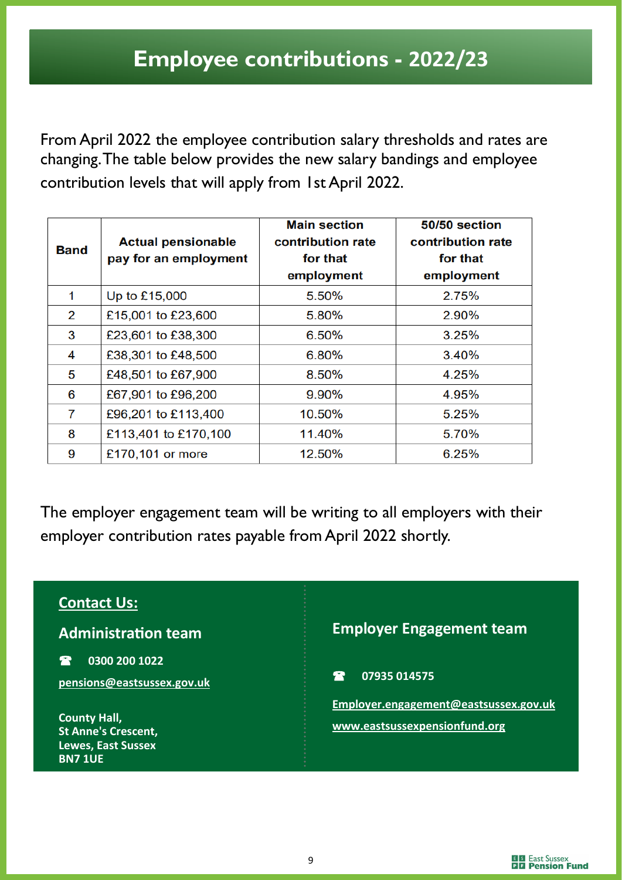# Employee contributions - 2022/23

From April 2022 the employee contribution salary thresholds and rates are changing. The table below provides the new salary bandings and employee contribution levels that will apply from 1st April 2022.

| Band | Actual pensionable pay for an employment | Main section contribution rate for that employment | 50/50 section contribution rate for that employment |
|---|---|---|---|
| 1 | Up to £15,000 | 5.50% | 2.75% |
| 2 | £15,001 to £23,600 | 5.80% | 2.90% |
| 3 | £23,601 to £38,300 | 6.50% | 3.25% |
| 4 | £38,301 to £48,500 | 6.80% | 3.40% |
| 5 | £48,501 to £67,900 | 8.50% | 4.25% |
| 6 | £67,901 to £96,200 | 9.90% | 4.95% |
| 7 | £96,201 to £113,400 | 10.50% | 5.25% |
| 8 | £113,401 to £170,100 | 11.40% | 5.70% |
| 9 | £170,101 or more | 12.50% | 6.25% |

The employer engagement team will be writing to all employers with their employer contribution rates payable from April 2022 shortly.

**Contact Us:**

### Administration team

☎ **0300 200 1022**

**pensions@eastsussex.gov.uk**

**County Hall,**
**St Anne's Crescent,**
**Lewes, East Sussex**
**BN7 1UE**

### Employer Engagement team

☎ **07935 014575**

**Employer.engagement@eastsussex.gov.uk**

**www.eastsussexpensionfund.org**